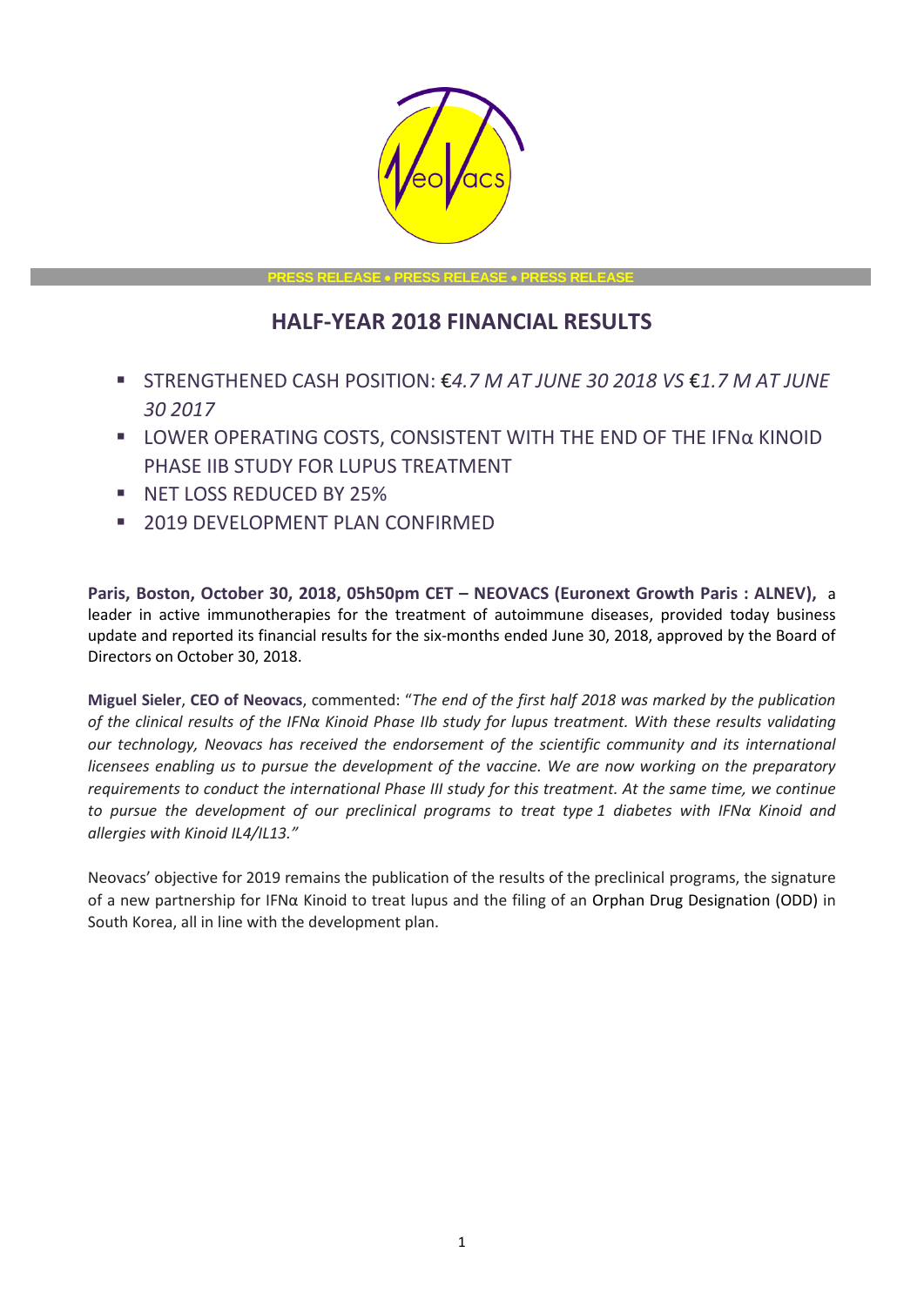PRESS RELEASE • PRESS RELEASE • PRESS RELEASE

# HALF-YEAR 2018 FINANCIAL RESULTS

- STRENGTHENED CASH POSITION: *€4.7 M AT JUNE 30 2018 VS €1.7 M AT JUNE 30 2017*
- LOWER OPERATING COSTS, CONSISTENT WITH THE END OF THE IFNα KINOID PHASE IIB STUDY FOR LUPUS TREATMENT
- NET LOSS REDUCED BY 25%
- 2019 DEVELOPMENT PLAN CONFIRMED

**Paris, Boston, October 30, 2018, 05h50pm CET – NEOVACS (Euronext Growth Paris : ALNEV),** a leader in active immunotherapies for the treatment of autoimmune diseases, provided today business update and reported its financial results for the six-months ended June 30, 2018, approved by the Board of Directors on October 30, 2018.

**Miguel Sieler**, **CEO of Neovacs**, commented: "*The end of the first half 2018 was marked by the publication of the clinical results of the IFNα Kinoid Phase IIb study for lupus treatment. With these results validating our technology, Neovacs has received the endorsement of the scientific community and its international licensees enabling us to pursue the development of the vaccine. We are now working on the preparatory requirements to conduct the international Phase III study for this treatment. At the same time, we continue to pursue the development of our preclinical programs to treat type 1 diabetes with IFNα Kinoid and allergies with Kinoid IL4/IL13.*"

Neovacs' objective for 2019 remains the publication of the results of the preclinical programs, the signature of a new partnership for IFNα Kinoid to treat lupus and the filing of an Orphan Drug Designation (ODD) in South Korea, all in line with the development plan.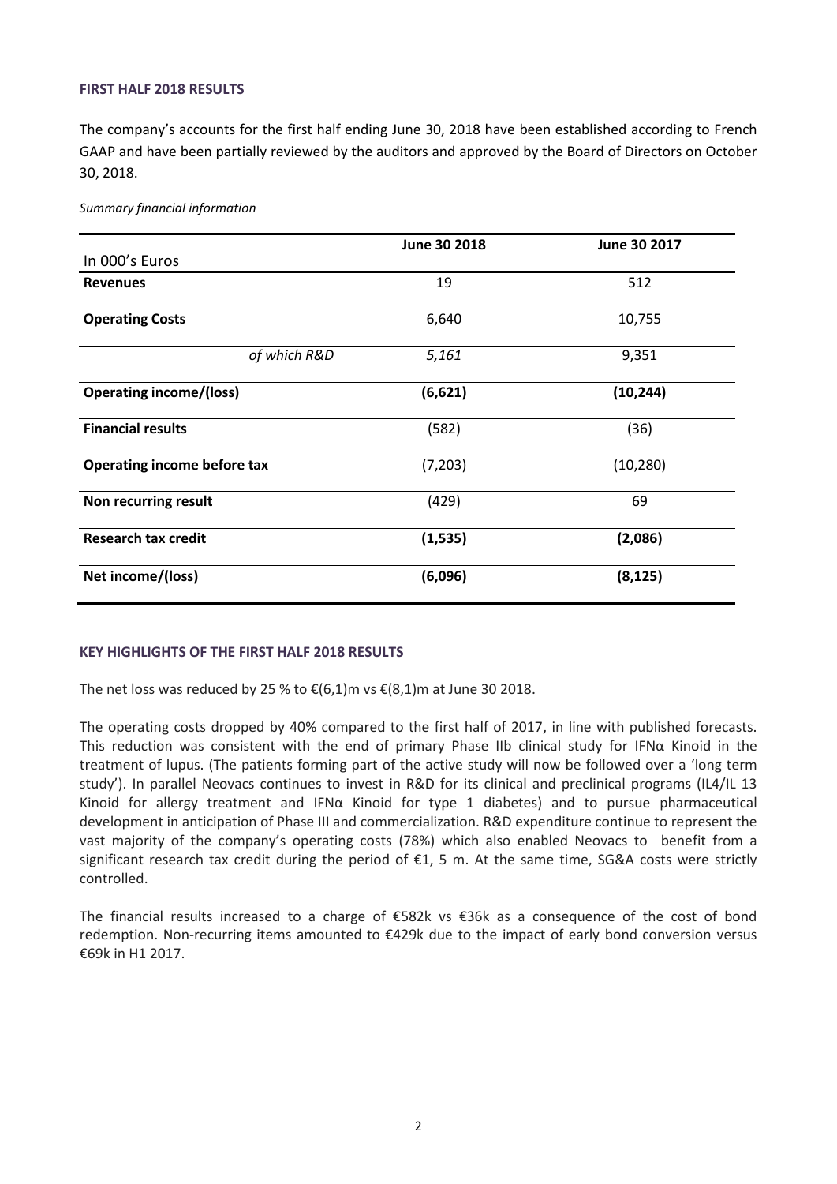### FIRST HALF 2018 RESULTS

The company's accounts for the first half ending June 30, 2018 have been established according to French GAAP and have been partially reviewed by the auditors and approved by the Board of Directors on October 30, 2018.

*Summary financial information*

| In 000's Euros | June 30 2018 | June 30 2017 |
|---|---|---|
| **Revenues** | 19 | 512 |
| **Operating Costs** | 6,640 | 10,755 |
| *of which R&D* | *5,161* | 9,351 |
| **Operating income/(loss)** | **(6,621)** | **(10,244)** |
| **Financial results** | (582) | (36) |
| **Operating income before tax** | (7,203) | (10,280) |
| **Non recurring result** | (429) | 69 |
| **Research tax credit** | **(1,535)** | **(2,086)** |
| **Net income/(loss)** | **(6,096)** | **(8,125)** |

### KEY HIGHLIGHTS OF THE FIRST HALF 2018 RESULTS

The net loss was reduced by 25 % to €(6,1)m vs €(8,1)m at June 30 2018.

The operating costs dropped by 40% compared to the first half of 2017, in line with published forecasts. This reduction was consistent with the end of primary Phase IIb clinical study for IFNα Kinoid in the treatment of lupus. (The patients forming part of the active study will now be followed over a 'long term study'). In parallel Neovacs continues to invest in R&D for its clinical and preclinical programs (IL4/IL 13 Kinoid for allergy treatment and IFNα Kinoid for type 1 diabetes) and to pursue pharmaceutical development in anticipation of Phase III and commercialization. R&D expenditure continue to represent the vast majority of the company's operating costs (78%) which also enabled Neovacs to benefit from a significant research tax credit during the period of €1, 5 m. At the same time, SG&A costs were strictly controlled.

The financial results increased to a charge of €582k vs €36k as a consequence of the cost of bond redemption. Non-recurring items amounted to €429k due to the impact of early bond conversion versus €69k in H1 2017.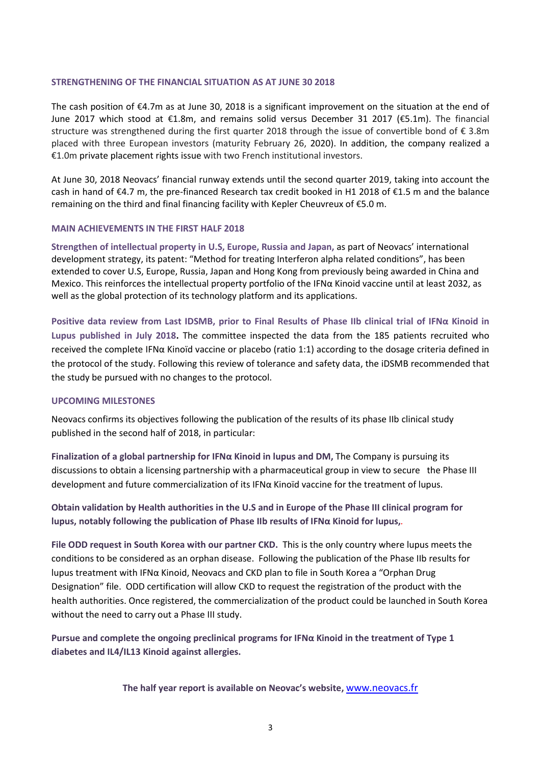## STRENGTHENING OF THE FINANCIAL SITUATION AS AT JUNE 30 2018

The cash position of €4.7m as at June 30, 2018 is a significant improvement on the situation at the end of June 2017 which stood at €1.8m, and remains solid versus December 31 2017 (€5.1m). The financial structure was strengthened during the first quarter 2018 through the issue of convertible bond of € 3.8m placed with three European investors (maturity February 26, 2020). In addition, the company realized a €1.0m private placement rights issue with two French institutional investors.

At June 30, 2018 Neovacs' financial runway extends until the second quarter 2019, taking into account the cash in hand of €4.7 m, the pre-financed Research tax credit booked in H1 2018 of €1.5 m and the balance remaining on the third and final financing facility with Kepler Cheuvreux of €5.0 m.

## MAIN ACHIEVEMENTS IN THE FIRST HALF 2018

**Strengthen of intellectual property in U.S, Europe, Russia and Japan,** as part of Neovacs' international development strategy, its patent: "Method for treating Interferon alpha related conditions", has been extended to cover U.S, Europe, Russia, Japan and Hong Kong from previously being awarded in China and Mexico. This reinforces the intellectual property portfolio of the IFNα Kinoid vaccine until at least 2032, as well as the global protection of its technology platform and its applications.

**Positive data review from Last IDSMB, prior to Final Results of Phase IIb clinical trial of IFNα Kinoid in Lupus published in July 2018.** The committee inspected the data from the 185 patients recruited who received the complete IFNα Kinoïd vaccine or placebo (ratio 1:1) according to the dosage criteria defined in the protocol of the study. Following this review of tolerance and safety data, the iDSMB recommended that the study be pursued with no changes to the protocol.

## UPCOMING MILESTONES

Neovacs confirms its objectives following the publication of the results of its phase IIb clinical study published in the second half of 2018, in particular:

**Finalization of a global partnership for IFNα Kinoid in lupus and DM,** The Company is pursuing its discussions to obtain a licensing partnership with a pharmaceutical group in view to secure the Phase III development and future commercialization of its IFNα Kinoïd vaccine for the treatment of lupus.

**Obtain validation by Health authorities in the U.S and in Europe of the Phase III clinical program for lupus, notably following the publication of Phase IIb results of IFNα Kinoid for lupus,.**

**File ODD request in South Korea with our partner CKD.** This is the only country where lupus meets the conditions to be considered as an orphan disease. Following the publication of the Phase IIb results for lupus treatment with IFNα Kinoid, Neovacs and CKD plan to file in South Korea a "Orphan Drug Designation" file. ODD certification will allow CKD to request the registration of the product with the health authorities. Once registered, the commercialization of the product could be launched in South Korea without the need to carry out a Phase III study.

**Pursue and complete the ongoing preclinical programs for IFNα Kinoid in the treatment of Type 1 diabetes and IL4/IL13 Kinoid against allergies.**

**The half year report is available on Neovac's website,** www.neovacs.fr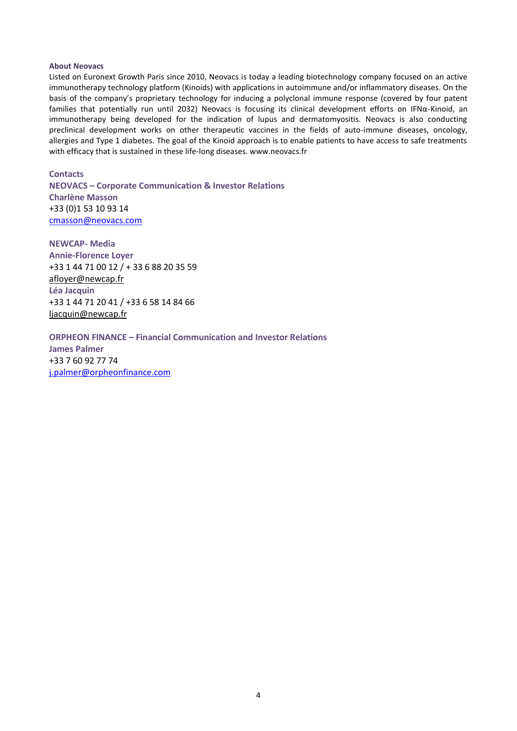**About Neovacs**

Listed on Euronext Growth Paris since 2010, Neovacs is today a leading biotechnology company focused on an active immunotherapy technology platform (Kinoids) with applications in autoimmune and/or inflammatory diseases. On the basis of the company's proprietary technology for inducing a polyclonal immune response (covered by four patent families that potentially run until 2032) Neovacs is focusing its clinical development efforts on IFNα-Kinoid, an immunotherapy being developed for the indication of lupus and dermatomyositis. Neovacs is also conducting preclinical development works on other therapeutic vaccines in the fields of auto-immune diseases, oncology, allergies and Type 1 diabetes. The goal of the Kinoid approach is to enable patients to have access to safe treatments with efficacy that is sustained in these life-long diseases. www.neovacs.fr

**Contacts**

**NEOVACS – Corporate Communication & Investor Relations**
**Charlène Masson**
+33 (0)1 53 10 93 14
cmasson@neovacs.com

**NEWCAP- Media**
**Annie-Florence Loyer**
+33 1 44 71 00 12 / + 33 6 88 20 35 59
afloyer@newcap.fr
**Léa Jacquin**
+33 1 44 71 20 41 / +33 6 58 14 84 66
ljacquin@newcap.fr

**ORPHEON FINANCE – Financial Communication and Investor Relations**
**James Palmer**
+33 7 60 92 77 74
j.palmer@orpheonfinance.com